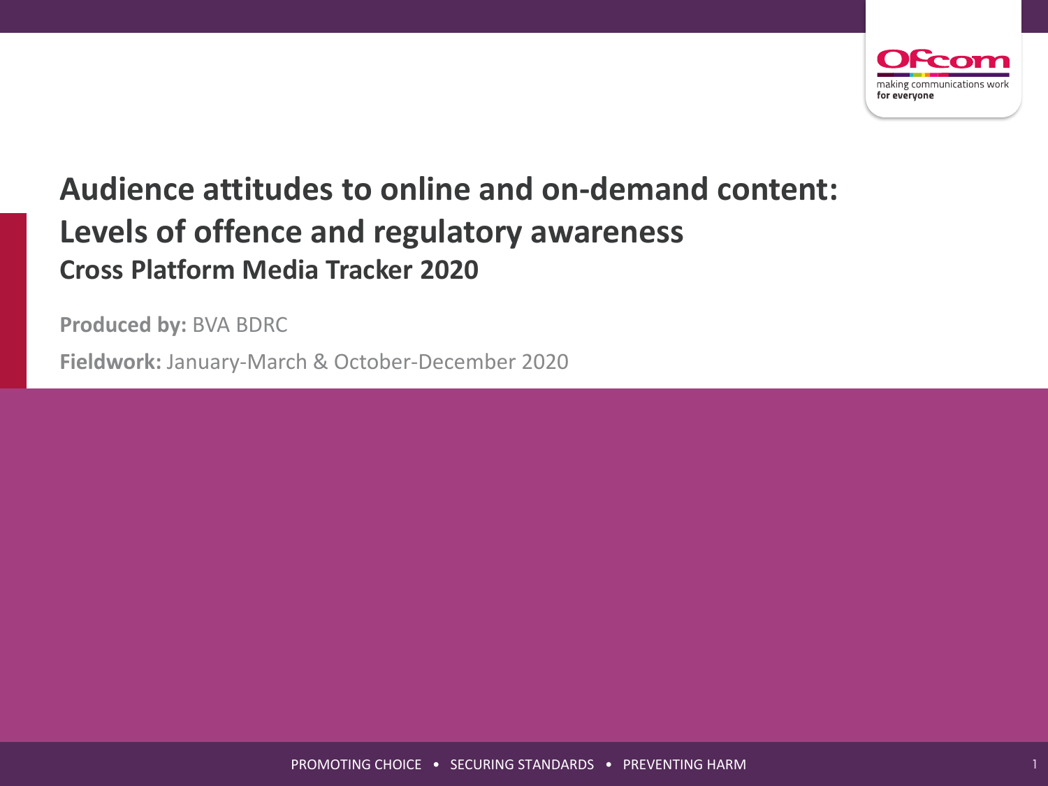# Audience attitudes to online and on-demand content: Levels of offence and regulatory awareness

## Cross Platform Media Tracker 2020

**Produced by:** BVA BDRC

**Fieldwork:** January-March & October-December 2020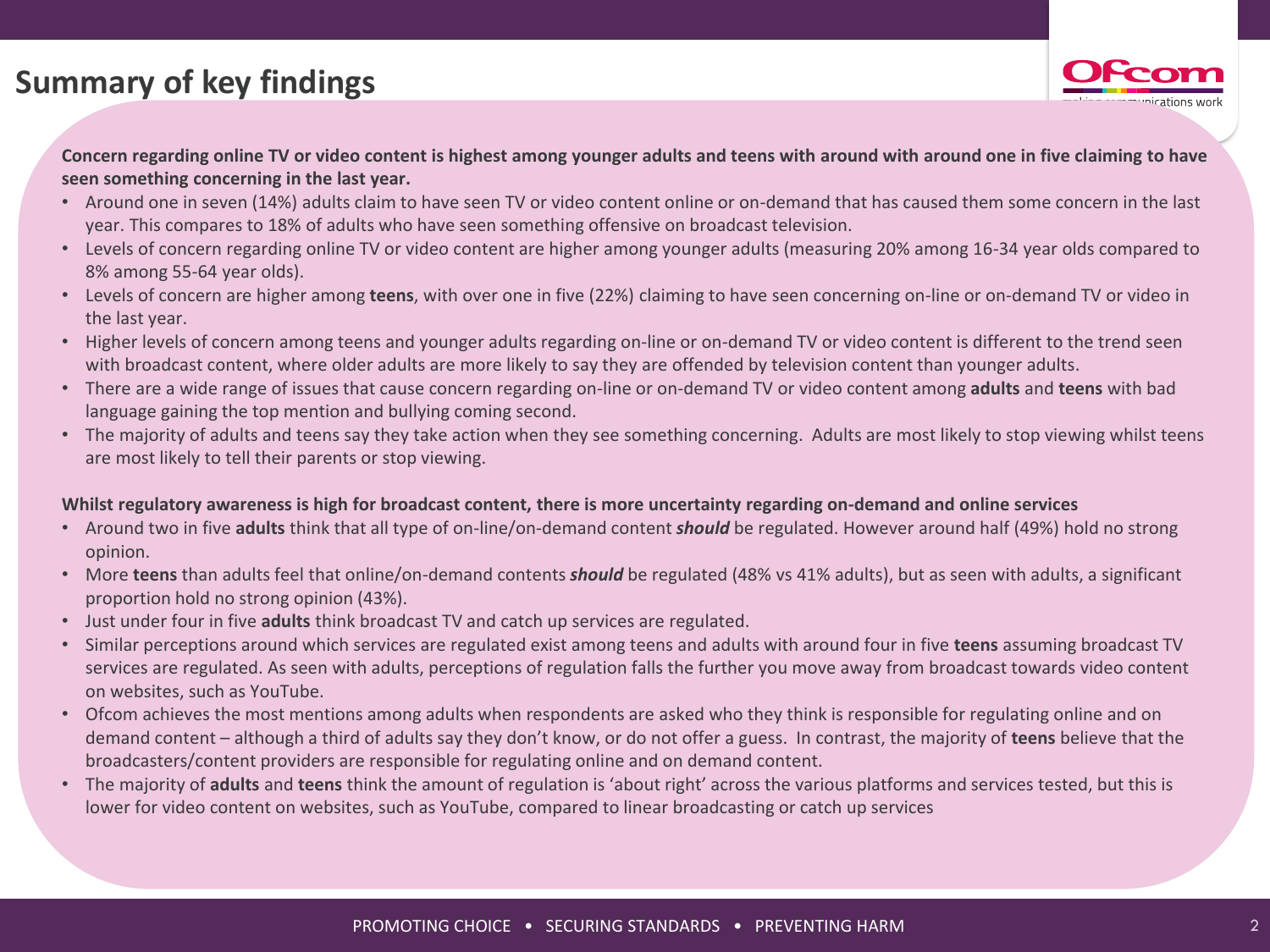# Summary of key findings

**Concern regarding online TV or video content is highest among younger adults and teens with around with around one in five claiming to have seen something concerning in the last year.**

- Around one in seven (14%) adults claim to have seen TV or video content online or on-demand that has caused them some concern in the last year. This compares to 18% of adults who have seen something offensive on broadcast television.
- Levels of concern regarding online TV or video content are higher among younger adults (measuring 20% among 16-34 year olds compared to 8% among 55-64 year olds).
- Levels of concern are higher among **teens**, with over one in five (22%) claiming to have seen concerning on-line or on-demand TV or video in the last year.
- Higher levels of concern among teens and younger adults regarding on-line or on-demand TV or video content is different to the trend seen with broadcast content, where older adults are more likely to say they are offended by television content than younger adults.
- There are a wide range of issues that cause concern regarding on-line or on-demand TV or video content among **adults** and **teens** with bad language gaining the top mention and bullying coming second.
- The majority of adults and teens say they take action when they see something concerning. Adults are most likely to stop viewing whilst teens are most likely to tell their parents or stop viewing.

**Whilst regulatory awareness is high for broadcast content, there is more uncertainty regarding on-demand and online services**

- Around two in five **adults** think that all type of on-line/on-demand content ***should*** be regulated. However around half (49%) hold no strong opinion.
- More **teens** than adults feel that online/on-demand contents ***should*** be regulated (48% vs 41% adults), but as seen with adults, a significant proportion hold no strong opinion (43%).
- Just under four in five **adults** think broadcast TV and catch up services are regulated.
- Similar perceptions around which services are regulated exist among teens and adults with around four in five **teens** assuming broadcast TV services are regulated. As seen with adults, perceptions of regulation falls the further you move away from broadcast towards video content on websites, such as YouTube.
- Ofcom achieves the most mentions among adults when respondents are asked who they think is responsible for regulating online and on demand content – although a third of adults say they don't know, or do not offer a guess. In contrast, the majority of **teens** believe that the broadcasters/content providers are responsible for regulating online and on demand content.
- The majority of **adults** and **teens** think the amount of regulation is 'about right' across the various platforms and services tested, but this is lower for video content on websites, such as YouTube, compared to linear broadcasting or catch up services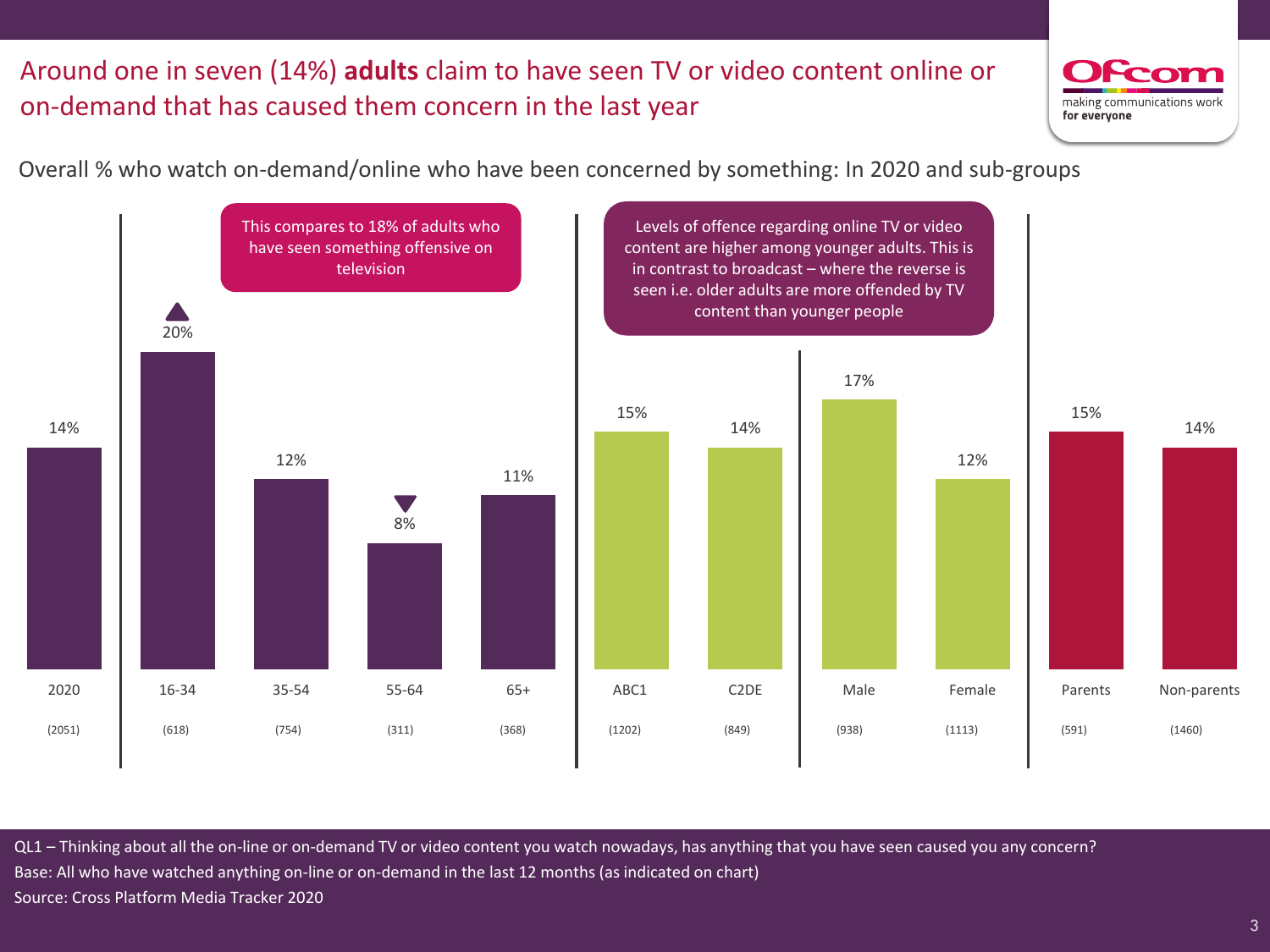# Around one in seven (14%) **adults** claim to have seen TV or video content online or on-demand that has caused them concern in the last year

Overall % who watch on-demand/online who have been concerned by something: In 2020 and sub-groups

| | 2020 | 16-34 | 35-54 | 55-64 | 65+ | ABC1 | C2DE | Male | Female | Parents | Non-parents |
|---|---|---|---|---|---|---|---|---|---|---|---|
| % | 14% | 20% ▲ | 12% | 8% ▼ | 11% | 15% | 14% | 17% | 12% | 15% | 14% |
| Base | (2051) | (618) | (754) | (311) | (368) | (1202) | (849) | (938) | (1113) | (591) | (1460) |

This compares to 18% of adults who have seen something offensive on television

Levels of offence regarding online TV or video content are higher among younger adults. This is in contrast to broadcast – where the reverse is seen i.e. older adults are more offended by TV content than younger people

QL1 – Thinking about all the on-line or on-demand TV or video content you watch nowadays, has anything that you have seen caused you any concern?

Base: All who have watched anything on-line or on-demand in the last 12 months (as indicated on chart)

Source: Cross Platform Media Tracker 2020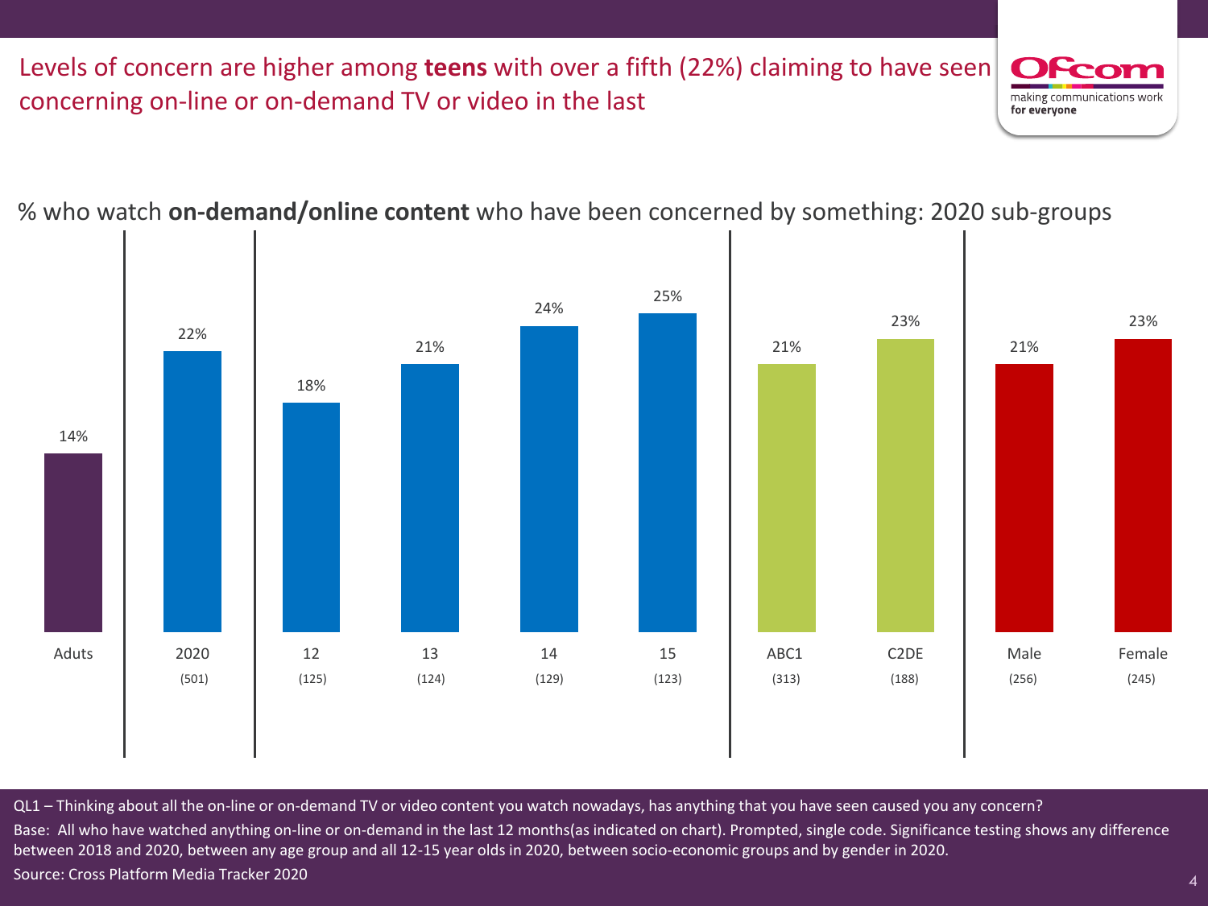# Levels of concern are higher among **teens** with over a fifth (22%) claiming to have seen concerning on-line or on-demand TV or video in the last

% who watch **on-demand/online content** who have been concerned by something: 2020 sub-groups

| Adults | 2020 (501) | 12 (125) | 13 (124) | 14 (129) | 15 (123) | ABC1 (313) | C2DE (188) | Male (256) | Female (245) |
|---|---|---|---|---|---|---|---|---|---|
| 14% | 22% | 18% | 21% | 24% | 25% | 21% | 23% | 21% | 23% |

QL1 – Thinking about all the on-line or on-demand TV or video content you watch nowadays, has anything that you have seen caused you any concern?

Base: All who have watched anything on-line or on-demand in the last 12 months(as indicated on chart). Prompted, single code. Significance testing shows any difference between 2018 and 2020, between any age group and all 12-15 year olds in 2020, between socio-economic groups and by gender in 2020.

Source: Cross Platform Media Tracker 2020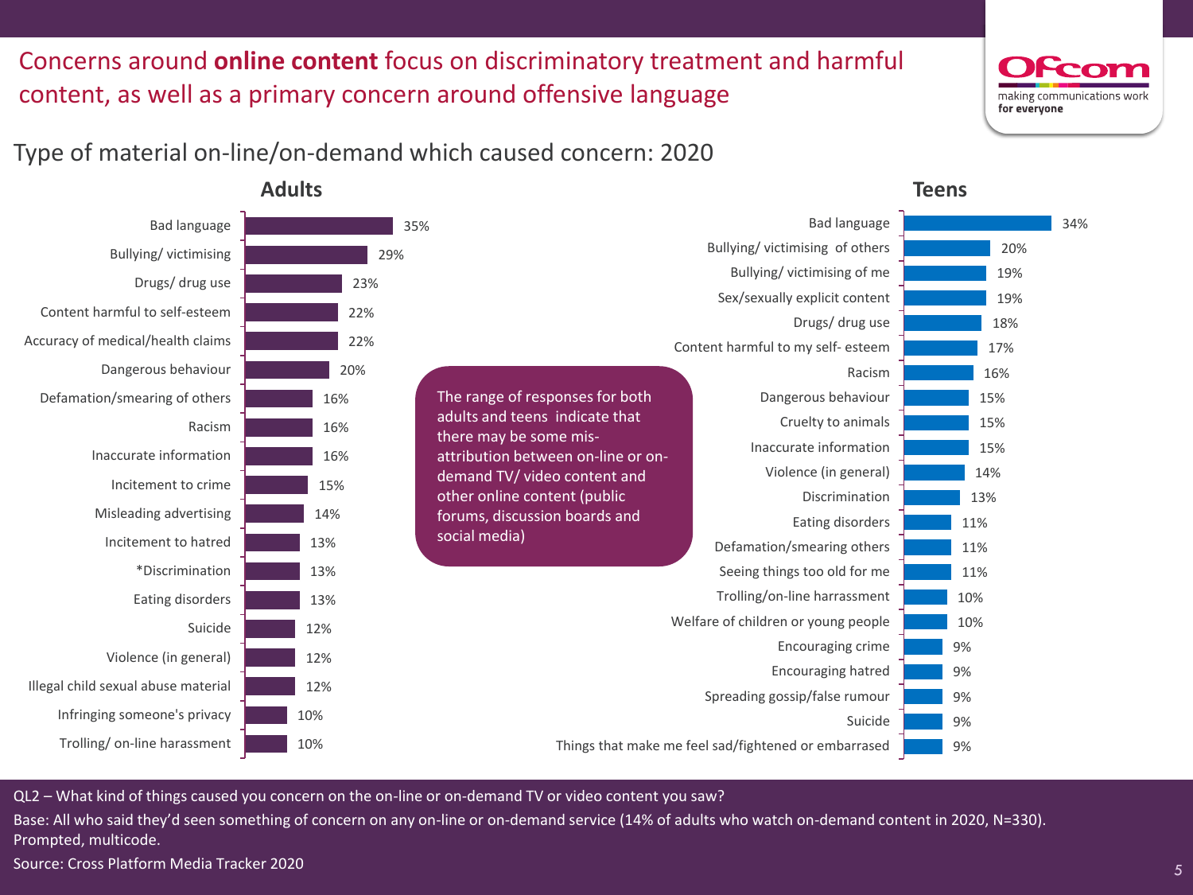# Concerns around **online content** focus on discriminatory treatment and harmful content, as well as a primary concern around offensive language

## Type of material on-line/on-demand which caused concern: 2020

### Adults

| Type of material | % |
|---|---|
| Bad language | 35% |
| Bullying/ victimising | 29% |
| Drugs/ drug use | 23% |
| Content harmful to self-esteem | 22% |
| Accuracy of medical/health claims | 22% |
| Dangerous behaviour | 20% |
| Defamation/smearing of others | 16% |
| Racism | 16% |
| Inaccurate information | 16% |
| Incitement to crime | 15% |
| Misleading advertising | 14% |
| Incitement to hatred | 13% |
| *Discrimination | 13% |
| Eating disorders | 13% |
| Suicide | 12% |
| Violence (in general) | 12% |
| Illegal child sexual abuse material | 12% |
| Infringing someone's privacy | 10% |
| Trolling/ on-line harassment | 10% |

### Teens

| Type of material | % |
|---|---|
| Bad language | 34% |
| Bullying/ victimising of others | 20% |
| Bullying/ victimising of me | 19% |
| Sex/sexually explicit content | 19% |
| Drugs/ drug use | 18% |
| Content harmful to my self- esteem | 17% |
| Racism | 16% |
| Dangerous behaviour | 15% |
| Cruelty to animals | 15% |
| Inaccurate information | 15% |
| Violence (in general) | 14% |
| Discrimination | 13% |
| Eating disorders | 11% |
| Defamation/smearing others | 11% |
| Seeing things too old for me | 11% |
| Trolling/on-line harrassment | 10% |
| Welfare of children or young people | 10% |
| Encouraging crime | 9% |
| Encouraging hatred | 9% |
| Spreading gossip/false rumour | 9% |
| Suicide | 9% |
| Things that make me feel sad/fightened or embarrassed | 9% |

The range of responses for both adults and teens indicate that there may be some mis-attribution between on-line or on-demand TV/ video content and other online content (public forums, discussion boards and social media)

QL2 – What kind of things caused you concern on the on-line or on-demand TV or video content you saw?

Base: All who said they'd seen something of concern on any on-line or on-demand service (14% of adults who watch on-demand content in 2020, N=330). Prompted, multicode.

Source: Cross Platform Media Tracker 2020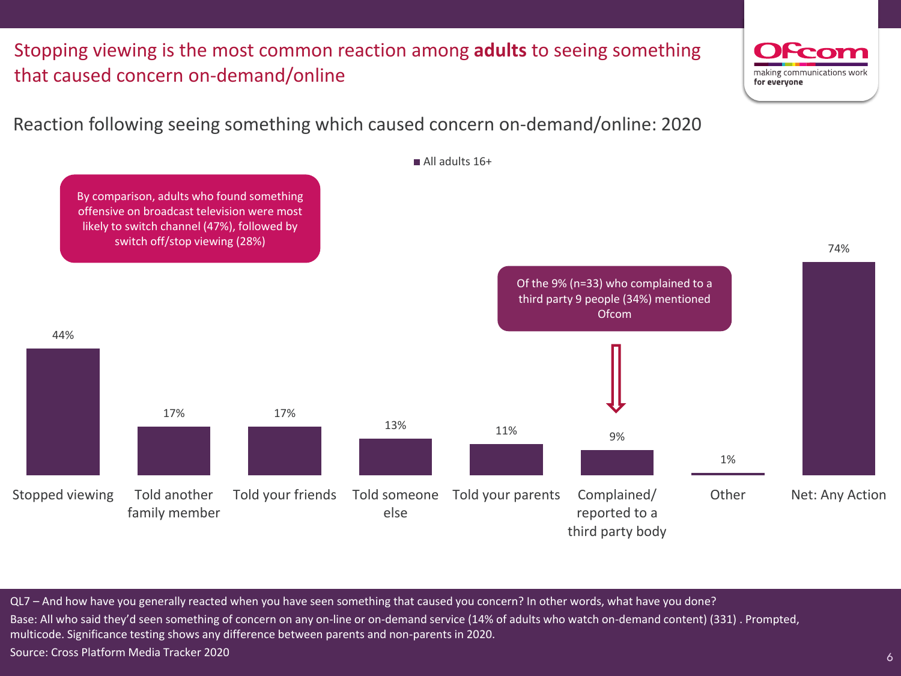# Stopping viewing is the most common reaction among **adults** to seeing something that caused concern on-demand/online

## Reaction following seeing something which caused concern on-demand/online: 2020

All adults 16+

| Reaction | All adults 16+ |
|---|---|
| Stopped viewing | 44% |
| Told another family member | 17% |
| Told your friends | 17% |
| Told someone else | 13% |
| Told your parents | 11% |
| Complained/ reported to a third party body | 9% |
| Other | 1% |
| Net: Any Action | 74% |

By comparison, adults who found something offensive on broadcast television were most likely to switch channel (47%), followed by switch off/stop viewing (28%)

Of the 9% (n=33) who complained to a third party 9 people (34%) mentioned Ofcom

QL7 – And how have you generally reacted when you have seen something that caused you concern? In other words, what have you done?

Base: All who said they'd seen something of concern on any on-line or on-demand service (14% of adults who watch on-demand content) (331) . Prompted, multicode. Significance testing shows any difference between parents and non-parents in 2020.

Source: Cross Platform Media Tracker 2020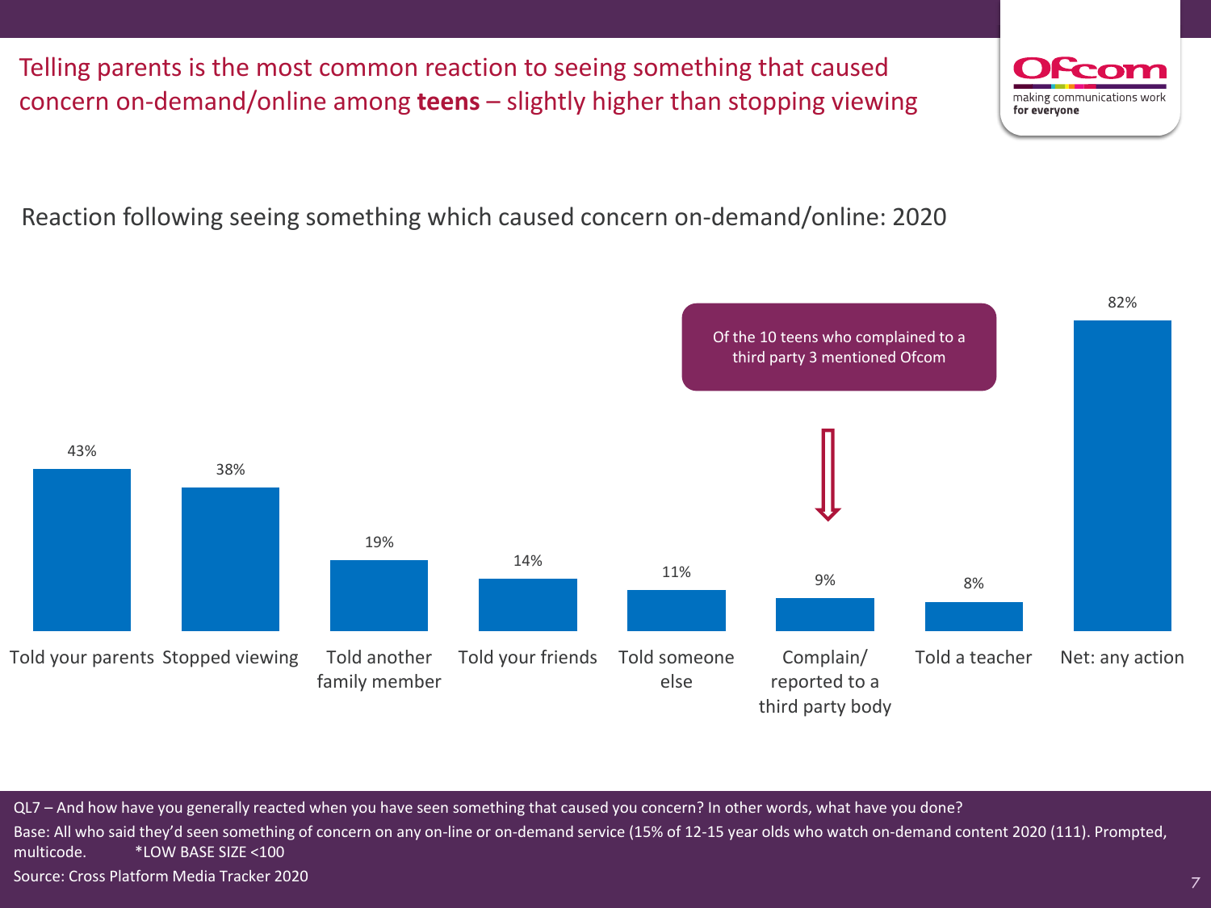# Telling parents is the most common reaction to seeing something that caused concern on-demand/online among **teens** – slightly higher than stopping viewing

Reaction following seeing something which caused concern on-demand/online: 2020

| Reaction | % |
|---|---|
| Told your parents | 43% |
| Stopped viewing | 38% |
| Told another family member | 19% |
| Told your friends | 14% |
| Told someone else | 11% |
| Complain/ reported to a third party body | 9% |
| Told a teacher | 8% |
| Net: any action | 82% |

Of the 10 teens who complained to a third party 3 mentioned Ofcom

QL7 – And how have you generally reacted when you have seen something that caused you concern? In other words, what have you done?

Base: All who said they'd seen something of concern on any on-line or on-demand service (15% of 12-15 year olds who watch on-demand content 2020 (111). Prompted, multicode. *LOW BASE SIZE <100

Source: Cross Platform Media Tracker 2020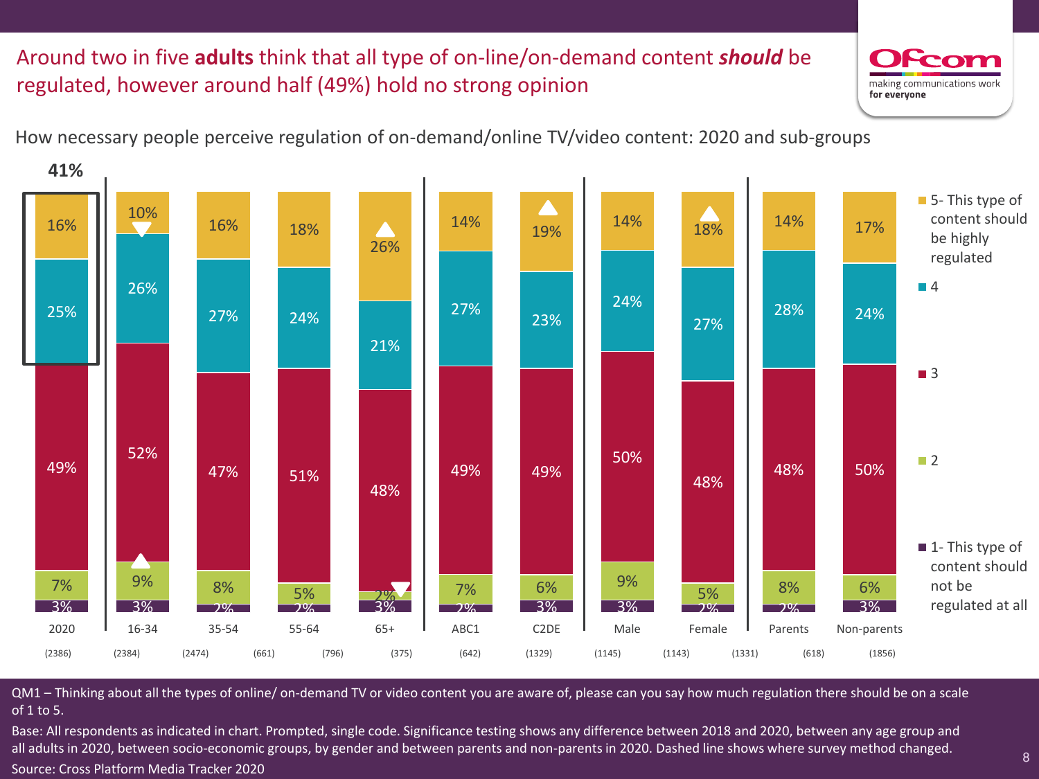# Around two in five **adults** think that all type of on-line/on-demand content ***should*** be regulated, however around half (49%) hold no strong opinion

How necessary people perceive regulation of on-demand/online TV/video content: 2020 and sub-groups

| | 2020 | 16-34 | 35-54 | 55-64 | 65+ | ABC1 | C2DE | Male | Female | Parents | Non-parents |
|---|---|---|---|---|---|---|---|---|---|---|---|
| 5- This type of content should be highly regulated | 16% | 10% ▼ | 16% | 18% | 26% ▲ | 14% | 19% ▲ | 14% | 18% ▲ | 14% | 17% |
| 4 | 25% | 26% | 27% | 24% | 21% | 27% | 23% | 24% | 27% | 28% | 24% |
| 3 | 49% | 52% | 47% | 51% | 48% | 49% | 49% | 50% | 48% | 48% | 50% |
| 2 | 7% | 9% ▲ | 8% | 5% | 2% ▼ | 7% | 6% | 9% | 5% | 8% | 6% |
| 1- This type of content should not be regulated at all | 3% | 3% | 2% | 2% | 3% | 2% | 3% | 3% | 2% | 2% | 3% |

41% (2020: 5 + 4)

(2386) (2384) (2474) (661) (796) (375) (642) (1329) (1145) (1143) (1331) (618) (1856)

QM1 – Thinking about all the types of online/ on-demand TV or video content you are aware of, please can you say how much regulation there should be on a scale of 1 to 5.

Base: All respondents as indicated in chart. Prompted, single code. Significance testing shows any difference between 2018 and 2020, between any age group and all adults in 2020, between socio-economic groups, by gender and between parents and non-parents in 2020. Dashed line shows where survey method changed.

Source: Cross Platform Media Tracker 2020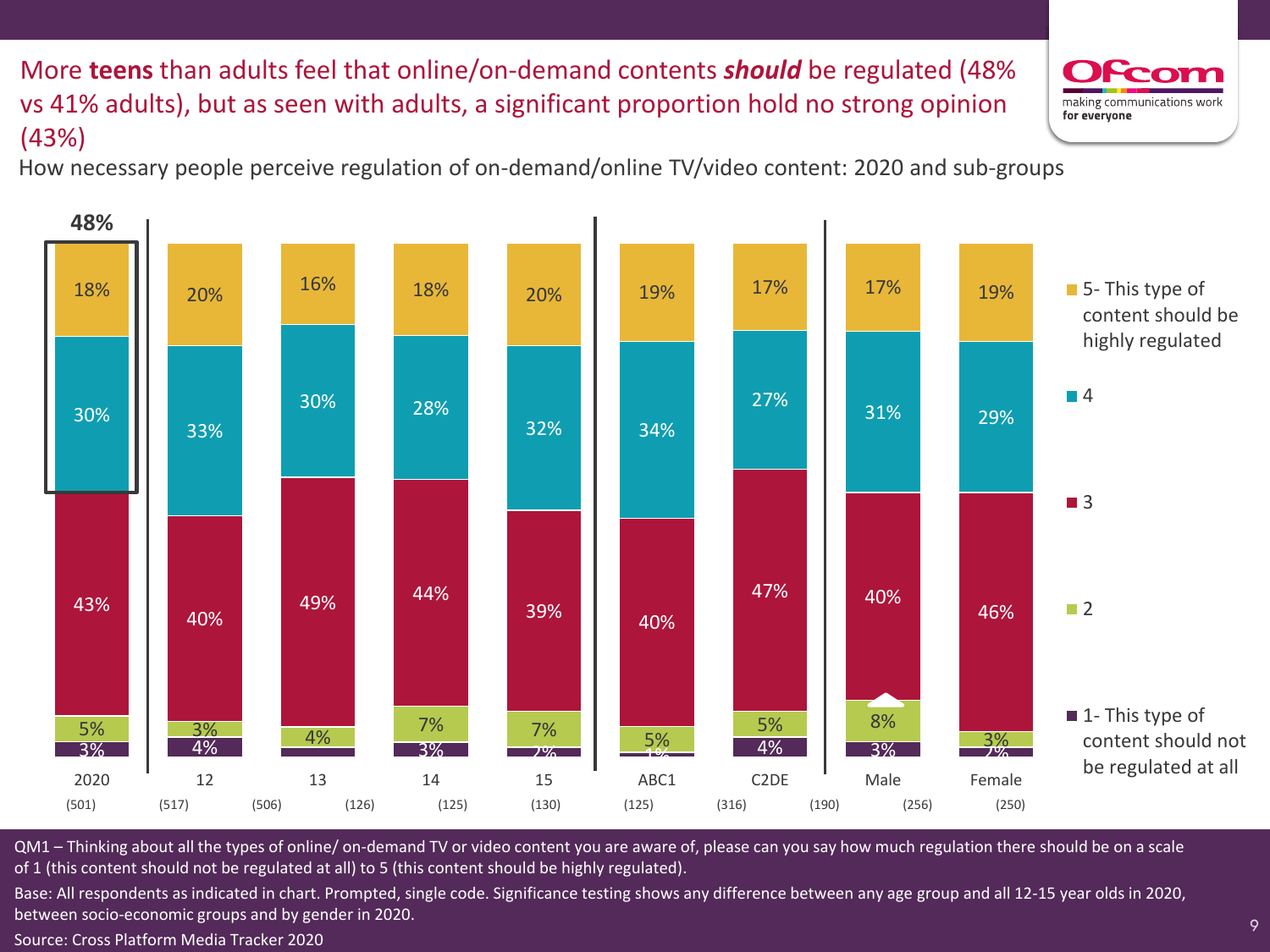# More **teens** than adults feel that online/on-demand contents ***should*** be regulated (48% vs 41% adults), but as seen with adults, a significant proportion hold no strong opinion (43%)

How necessary people perceive regulation of on-demand/online TV/video content: 2020 and sub-groups

| | 2020 | 12 | 13 | 14 | 15 | ABC1 | C2DE | Male | Female |
|---|---|---|---|---|---|---|---|---|---|
| Base | (501) | (517) | (506) | (126) | (125) | (130) | (125) | (316) | (190) |
| 5- This type of content should be highly regulated | 18% | 20% | 16% | 18% | 20% | 19% | 17% | 17% | 19% |
| 4 | 30% | 33% | 30% | 28% | 32% | 34% | 27% | 31% | 29% |
| 3 | 43% | 40% | 49% | 44% | 39% | 40% | 47% | 40% | 46% |
| 2 | 5% | 3% | 4% | 7% | 7% | 5% | 5% | 8% | 3% |
| 1- This type of content should not be regulated at all | 3% | 4% | | 3% | 2% | 1% | 4% | 3% | 2% |

Base labels also shown: (256), (250)

48% (2020: 5 + 4)

QM1 – Thinking about all the types of online/ on-demand TV or video content you are aware of, please can you say how much regulation there should be on a scale of 1 (this content should not be regulated at all) to 5 (this content should be highly regulated).

Base: All respondents as indicated in chart. Prompted, single code. Significance testing shows any difference between any age group and all 12-15 year olds in 2020, between socio-economic groups and by gender in 2020.

Source: Cross Platform Media Tracker 2020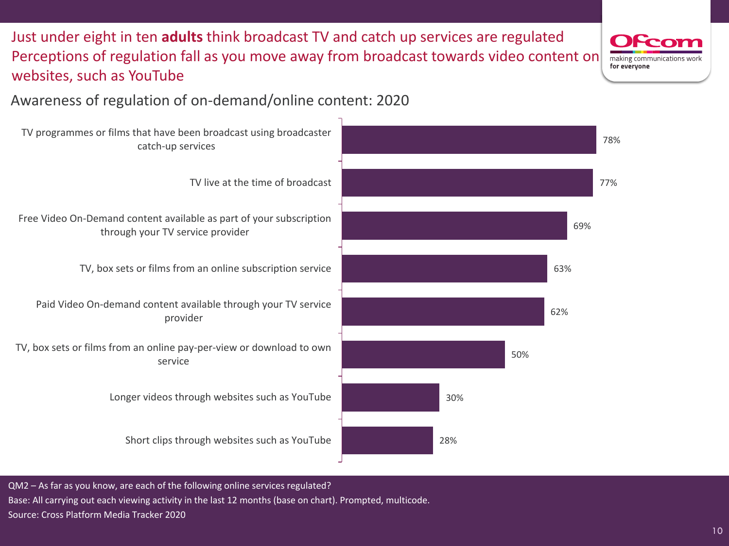# Just under eight in ten **adults** think broadcast TV and catch up services are regulated

Perceptions of regulation fall as you move away from broadcast towards video content on websites, such as YouTube

## Awareness of regulation of on-demand/online content: 2020

| Service | % |
| --- | --- |
| TV programmes or films that have been broadcast using broadcaster catch-up services | 78% |
| TV live at the time of broadcast | 77% |
| Free Video On-Demand content available as part of your subscription through your TV service provider | 69% |
| TV, box sets or films from an online subscription service | 63% |
| Paid Video On-demand content available through your TV service provider | 62% |
| TV, box sets or films from an online pay-per-view or download to own service | 50% |
| Longer videos through websites such as YouTube | 30% |
| Short clips through websites such as YouTube | 28% |

QM2 – As far as you know, are each of the following online services regulated?

Base: All carrying out each viewing activity in the last 12 months (base on chart). Prompted, multicode.

Source: Cross Platform Media Tracker 2020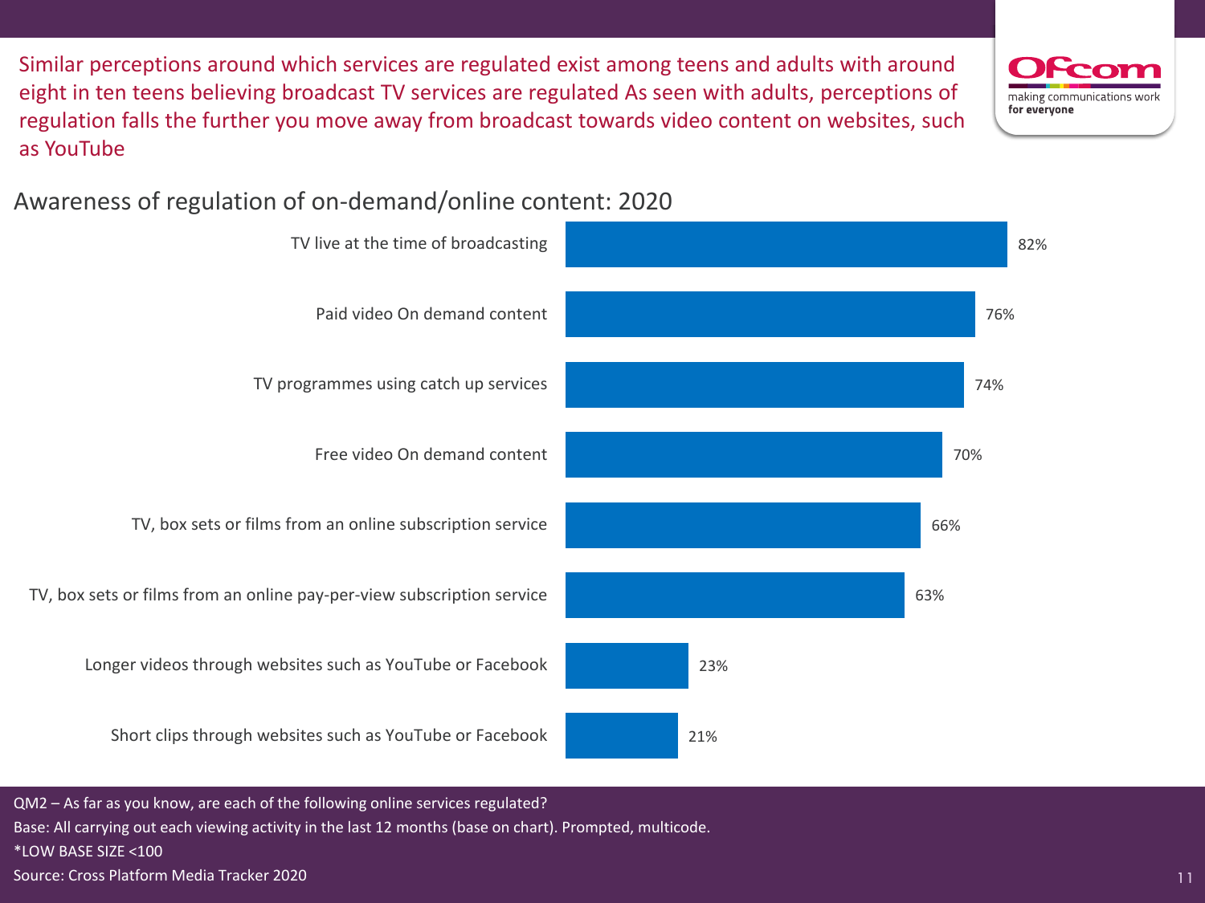Similar perceptions around which services are regulated exist among teens and adults with around eight in ten teens believing broadcast TV services are regulated As seen with adults, perceptions of regulation falls the further you move away from broadcast towards video content on websites, such as YouTube

## Awareness of regulation of on-demand/online content: 2020

| Service | % |
| --- | --- |
| TV live at the time of broadcasting | 82% |
| Paid video On demand content | 76% |
| TV programmes using catch up services | 74% |
| Free video On demand content | 70% |
| TV, box sets or films from an online subscription service | 66% |
| TV, box sets or films from an online pay-per-view subscription service | 63% |
| Longer videos through websites such as YouTube or Facebook | 23% |
| Short clips through websites such as YouTube or Facebook | 21% |

QM2 – As far as you know, are each of the following online services regulated?

Base: All carrying out each viewing activity in the last 12 months (base on chart). Prompted, multicode.

*LOW BASE SIZE <100

Source: Cross Platform Media Tracker 2020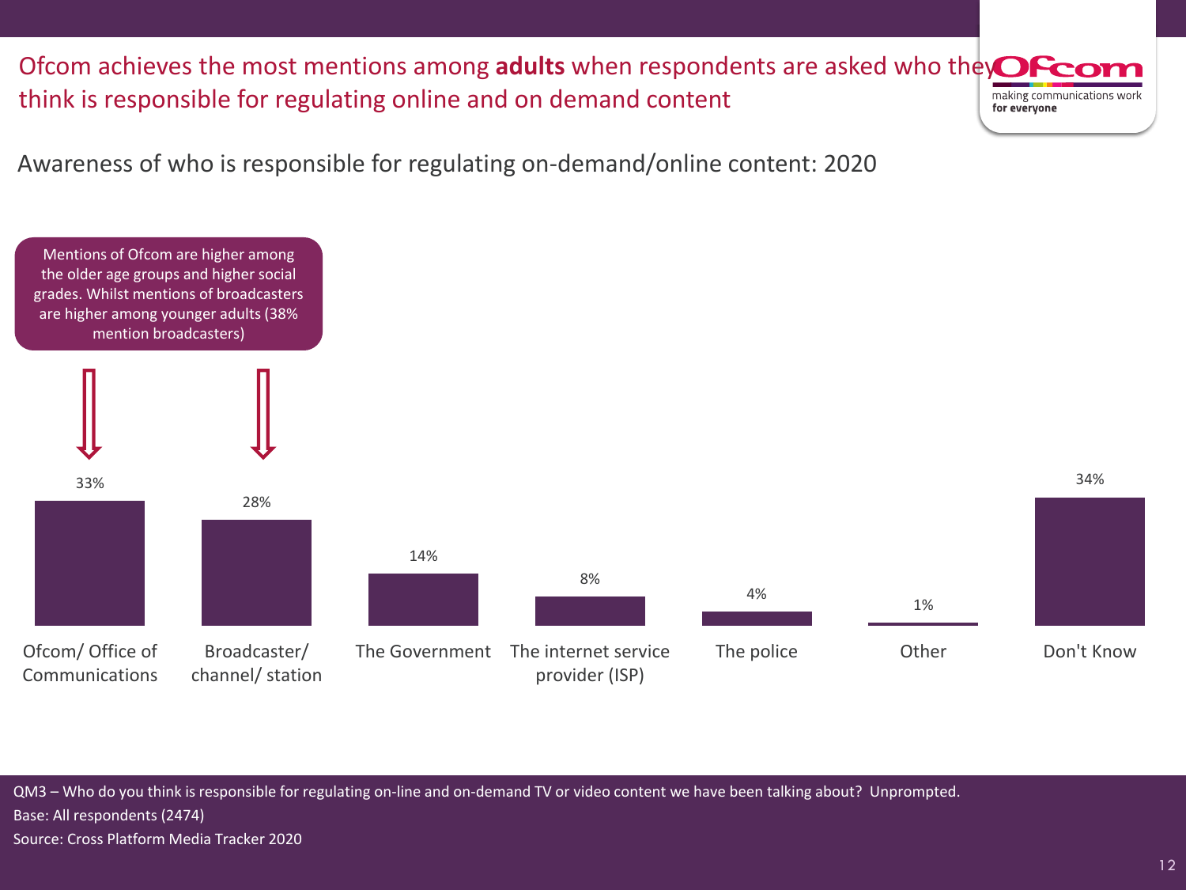# Ofcom achieves the most mentions among **adults** when respondents are asked who they think is responsible for regulating online and on demand content

## Awareness of who is responsible for regulating on-demand/online content: 2020

Mentions of Ofcom are higher among the older age groups and higher social grades. Whilst mentions of broadcasters are higher among younger adults (38% mention broadcasters)

| Response | % |
|---|---|
| Ofcom/ Office of Communications | 33% |
| Broadcaster/ channel/ station | 28% |
| The Government | 14% |
| The internet service provider (ISP) | 8% |
| The police | 4% |
| Other | 1% |
| Don't Know | 34% |

QM3 – Who do you think is responsible for regulating on-line and on-demand TV or video content we have been talking about? Unprompted.

Base: All respondents (2474)

Source: Cross Platform Media Tracker 2020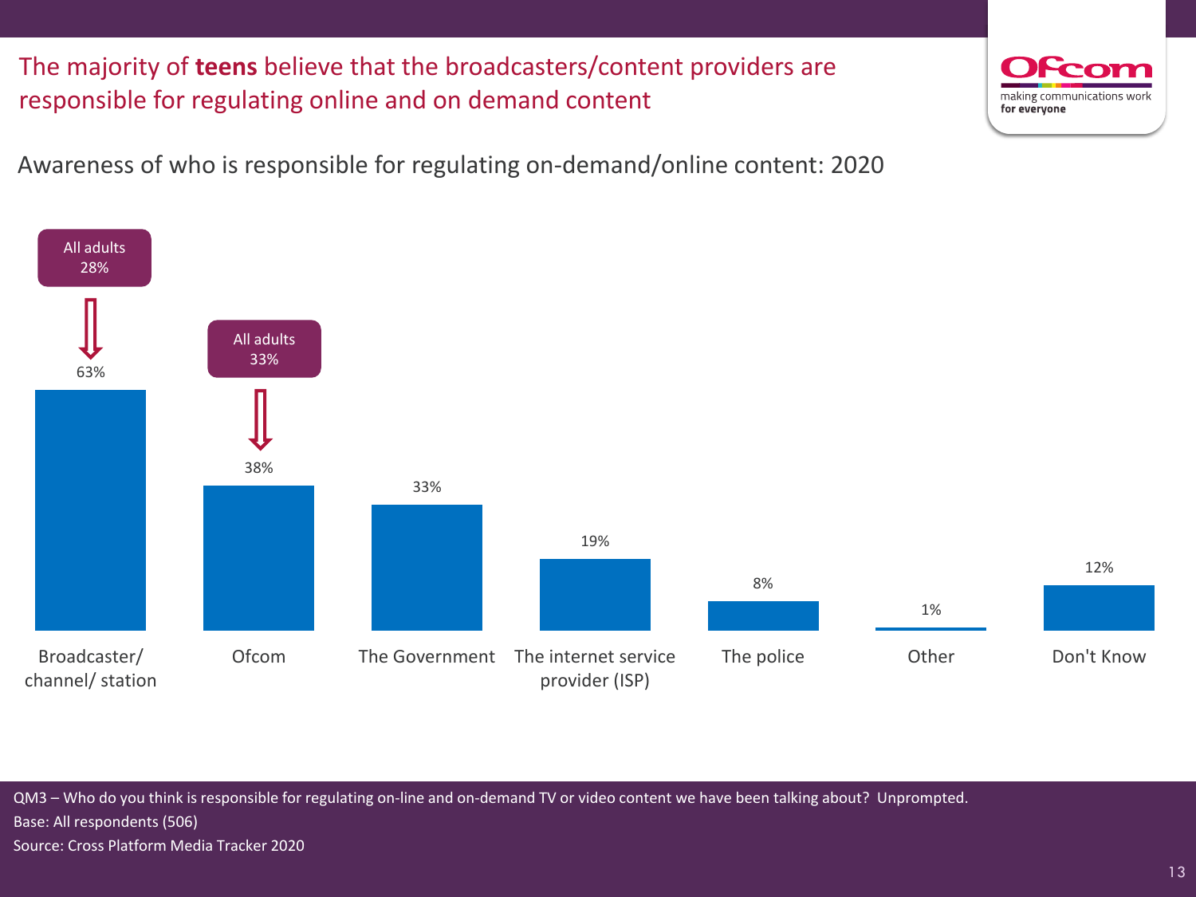# The majority of **teens** believe that the broadcasters/content providers are responsible for regulating online and on demand content

Awareness of who is responsible for regulating on-demand/online content: 2020

| | Broadcaster/ channel/ station | Ofcom | The Government | The internet service provider (ISP) | The police | Other | Don't Know |
|---|---|---|---|---|---|---|---|
| Teens | 63% | 38% | 33% | 19% | 8% | 1% | 12% |
| All adults | 28% | 33% | | | | | |

QM3 – Who do you think is responsible for regulating on-line and on-demand TV or video content we have been talking about? Unprompted.

Base: All respondents (506)

Source: Cross Platform Media Tracker 2020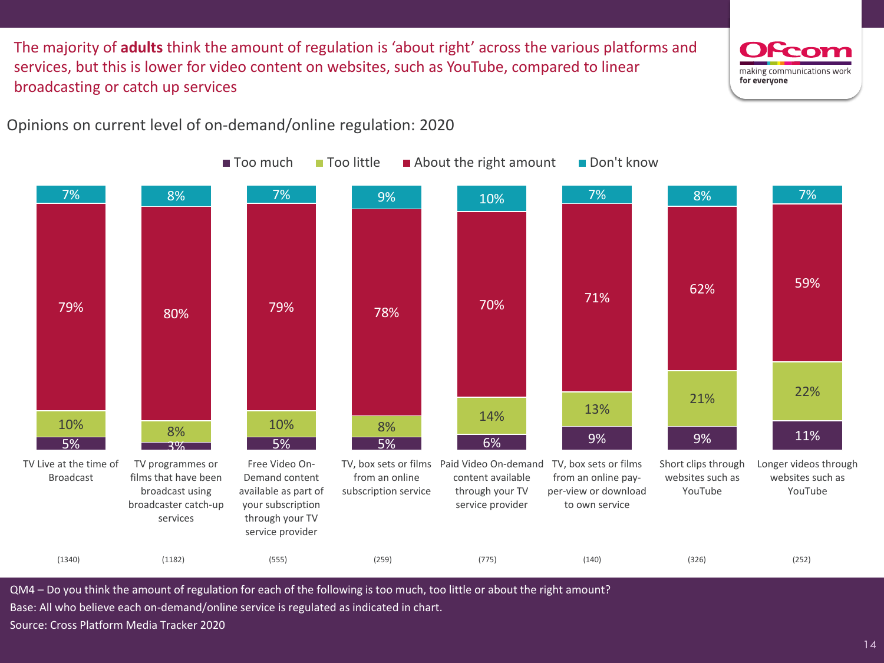The majority of **adults** think the amount of regulation is 'about right' across the various platforms and services, but this is lower for video content on websites, such as YouTube, compared to linear broadcasting or catch up services

## Opinions on current level of on-demand/online regulation: 2020

| Service | Too much | Too little | About the right amount | Don't know | Base |
|---|---|---|---|---|---|
| TV Live at the time of Broadcast | 5% | 10% | 79% | 7% | (1340) |
| TV programmes or films that have been broadcast using broadcaster catch-up services | 3% | 8% | 80% | 8% | (1182) |
| Free Video On-Demand content available as part of your subscription through your TV service provider | 5% | 10% | 79% | 7% | (555) |
| TV, box sets or films from an online subscription service | 5% | 8% | 78% | 9% | (259) |
| Paid Video On-demand content available through your TV service provider | 6% | 14% | 70% | 10% | (775) |
| TV, box sets or films from an online pay-per-view or download to own service | 9% | 13% | 71% | 7% | (140) |
| Short clips through websites such as YouTube | 9% | 21% | 62% | 8% | (326) |
| Longer videos through websites such as YouTube | 11% | 22% | 59% | 7% | (252) |

QM4 – Do you think the amount of regulation for each of the following is too much, too little or about the right amount?
Base: All who believe each on-demand/online service is regulated as indicated in chart.
Source: Cross Platform Media Tracker 2020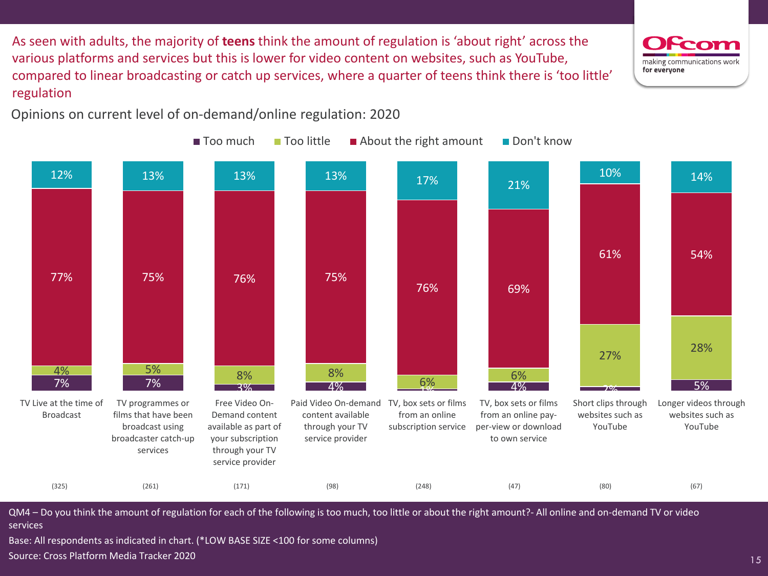As seen with adults, the majority of **teens** think the amount of regulation is 'about right' across the various platforms and services but this is lower for video content on websites, such as YouTube, compared to linear broadcasting or catch up services, where a quarter of teens think there is 'too little' regulation

## Opinions on current level of on-demand/online regulation: 2020

| | Too much | Too little | About the right amount | Don't know | Base |
|---|---|---|---|---|---|
| TV Live at the time of Broadcast | 7% | 4% | 77% | 12% | (325) |
| TV programmes or films that have been broadcast using broadcaster catch-up services | 7% | 5% | 75% | 13% | (261) |
| Free Video On-Demand content available as part of your subscription through your TV service provider | 3% | 8% | 76% | 13% | (171) |
| Paid Video On-demand content available through your TV service provider | 4% | 8% | 75% | 13% | (98) |
| TV, box sets or films from an online subscription service | 1% | 6% | 76% | 17% | (248) |
| TV, box sets or films from an online pay-per-view or download to own service | 4% | 6% | 69% | 21% | (47) |
| Short clips through websites such as YouTube | 2% | 27% | 61% | 10% | (80) |
| Longer videos through websites such as YouTube | 5% | 28% | 54% | 14% | (67) |

QM4 – Do you think the amount of regulation for each of the following is too much, too little or about the right amount?- All online and on-demand TV or video services

Base: All respondents as indicated in chart. (*LOW BASE SIZE <100 for some columns)

Source: Cross Platform Media Tracker 2020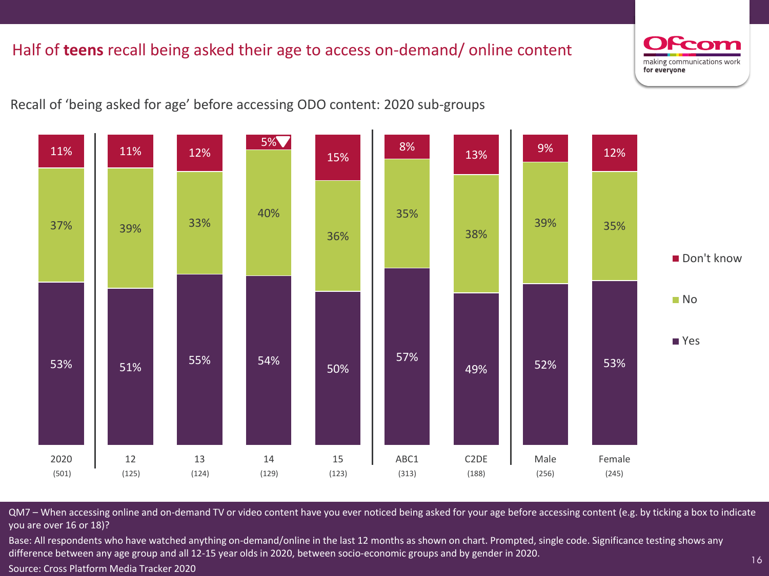# Half of **teens** recall being asked their age to access on-demand/ online content

Recall of 'being asked for age' before accessing ODO content: 2020 sub-groups

| | 2020 (501) | 12 (125) | 13 (124) | 14 (129) | 15 (123) | ABC1 (313) | C2DE (188) | Male (256) | Female (245) |
|---|---|---|---|---|---|---|---|---|---|
| Don't know | 11% | 11% | 12% | 5%▼ | 15% | 8% | 13% | 9% | 12% |
| No | 37% | 39% | 33% | 40% | 36% | 35% | 38% | 39% | 35% |
| Yes | 53% | 51% | 55% | 54% | 50% | 57% | 49% | 52% | 53% |

QM7 – When accessing online and on-demand TV or video content have you ever noticed being asked for your age before accessing content (e.g. by ticking a box to indicate you are over 16 or 18)?

Base: All respondents who have watched anything on-demand/online in the last 12 months as shown on chart. Prompted, single code. Significance testing shows any difference between any age group and all 12-15 year olds in 2020, between socio-economic groups and by gender in 2020.

Source: Cross Platform Media Tracker 2020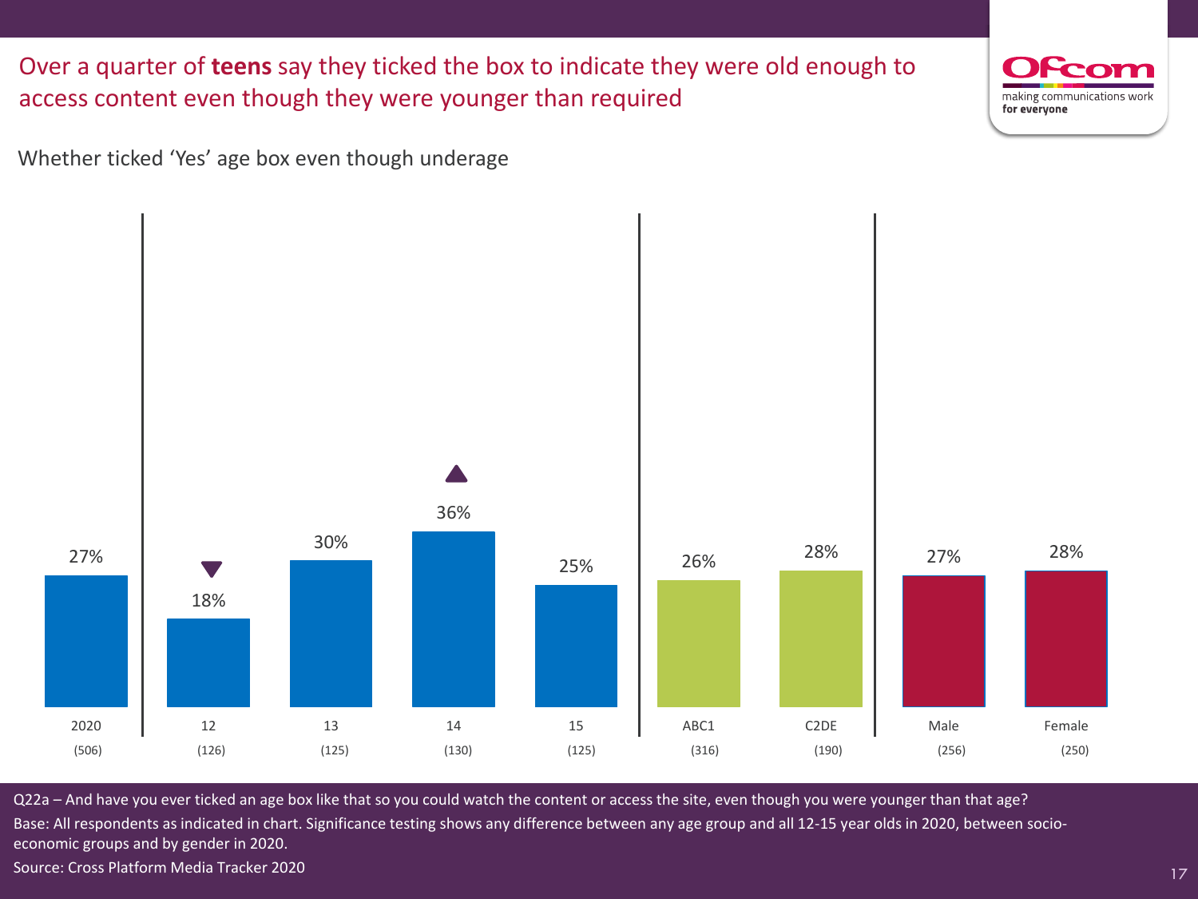# Over a quarter of **teens** say they ticked the box to indicate they were old enough to access content even though they were younger than required

Whether ticked 'Yes' age box even though underage

| | 2020 | 12 | 13 | 14 | 15 | ABC1 | C2DE | Male | Female |
|---|---|---|---|---|---|---|---|---|---|
| Base | (506) | (126) | (125) | (130) | (125) | (316) | (190) | (256) | (250) |
| Ticked 'Yes' age box even though underage | 27% | 18% ▼ | 30% | 36% ▲ | 25% | 26% | 28% | 27% | 28% |

Q22a – And have you ever ticked an age box like that so you could watch the content or access the site, even though you were younger than that age?

Base: All respondents as indicated in chart. Significance testing shows any difference between any age group and all 12-15 year olds in 2020, between socio-economic groups and by gender in 2020.

Source: Cross Platform Media Tracker 2020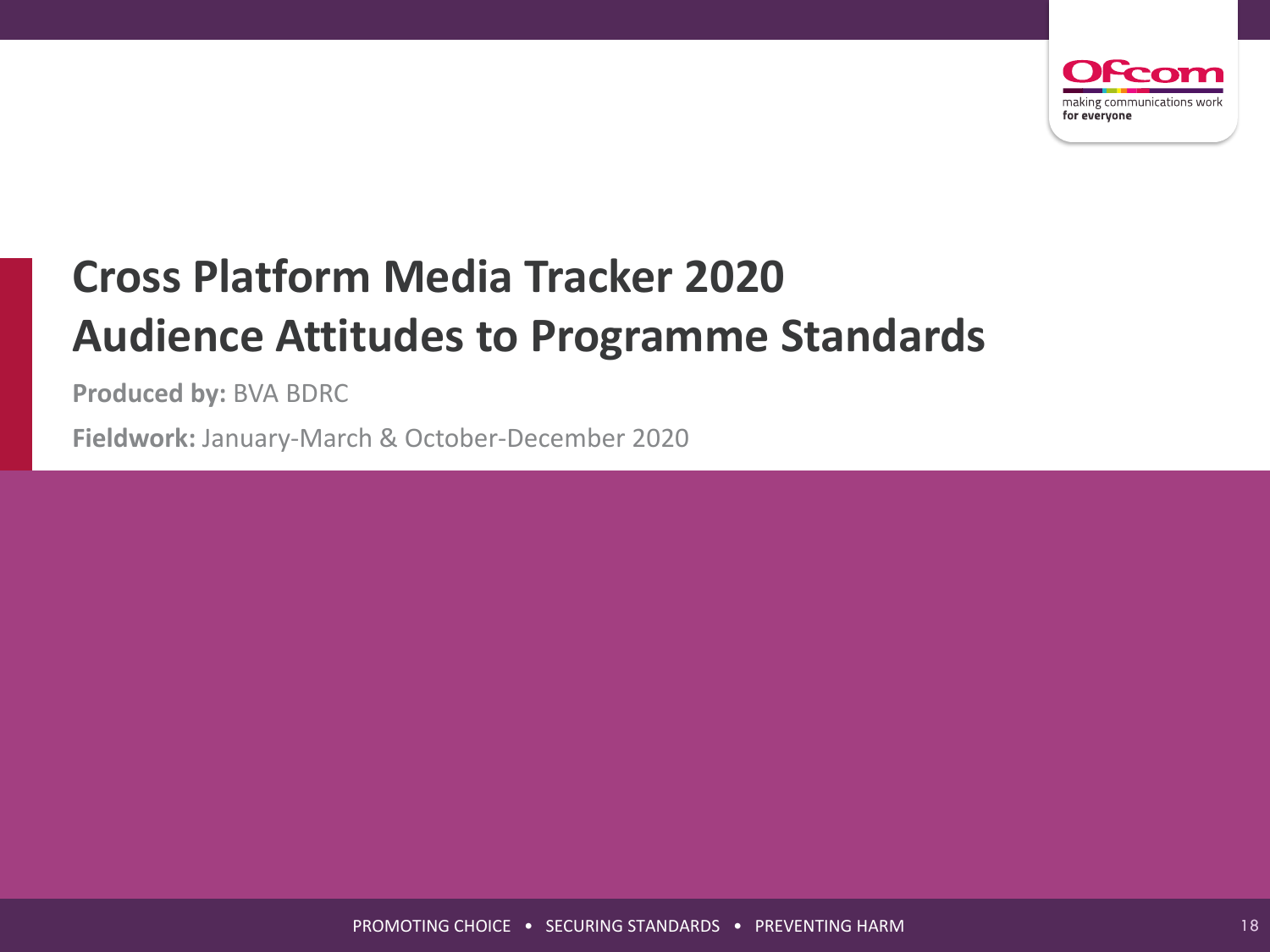# Cross Platform Media Tracker 2020
# Audience Attitudes to Programme Standards

**Produced by:** BVA BDRC

**Fieldwork:** January-March & October-December 2020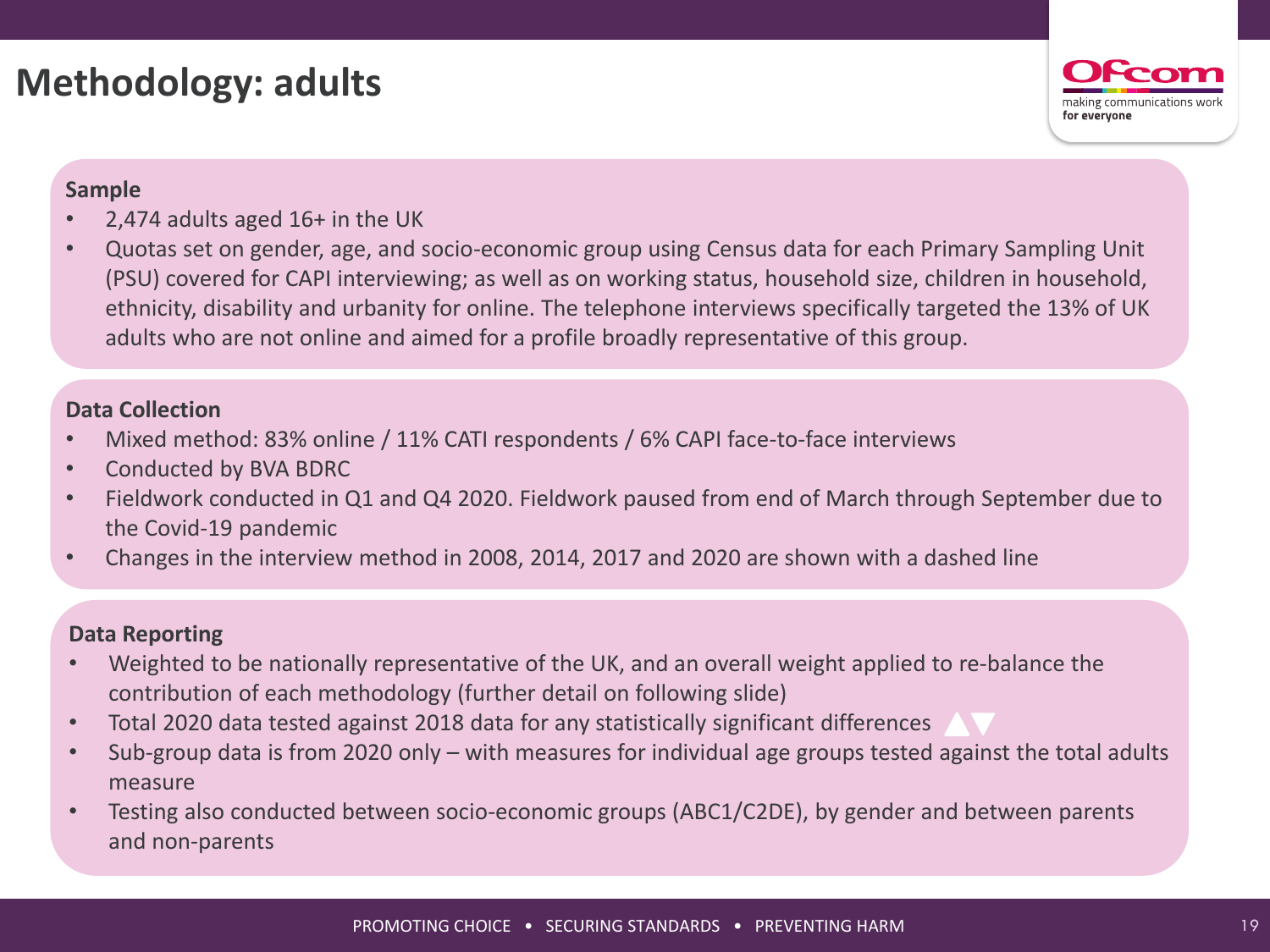# Methodology: adults

### Sample

- 2,474 adults aged 16+ in the UK
- Quotas set on gender, age, and socio-economic group using Census data for each Primary Sampling Unit (PSU) covered for CAPI interviewing; as well as on working status, household size, children in household, ethnicity, disability and urbanity for online. The telephone interviews specifically targeted the 13% of UK adults who are not online and aimed for a profile broadly representative of this group.

### Data Collection

- Mixed method: 83% online / 11% CATI respondents / 6% CAPI face-to-face interviews
- Conducted by BVA BDRC
- Fieldwork conducted in Q1 and Q4 2020. Fieldwork paused from end of March through September due to the Covid-19 pandemic
- Changes in the interview method in 2008, 2014, 2017 and 2020 are shown with a dashed line

### Data Reporting

- Weighted to be nationally representative of the UK, and an overall weight applied to re-balance the contribution of each methodology (further detail on following slide)
- Total 2020 data tested against 2018 data for any statistically significant differences ▲▼
- Sub-group data is from 2020 only – with measures for individual age groups tested against the total adults measure
- Testing also conducted between socio-economic groups (ABC1/C2DE), by gender and between parents and non-parents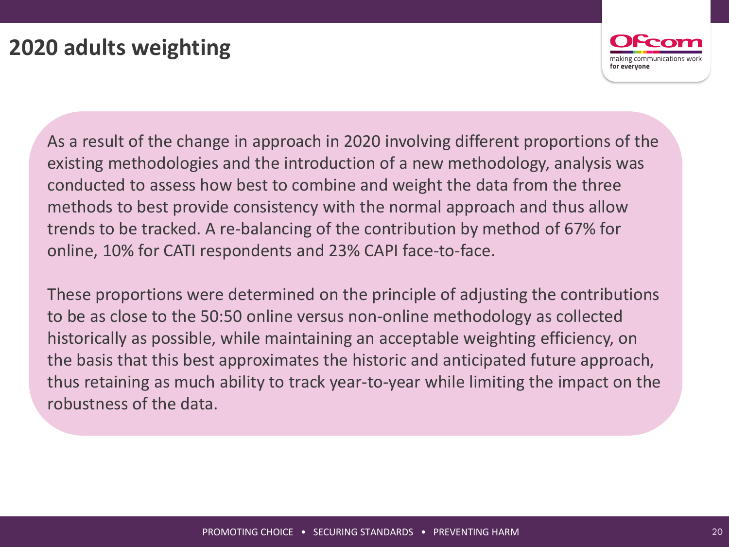# 2020 adults weighting

As a result of the change in approach in 2020 involving different proportions of the existing methodologies and the introduction of a new methodology, analysis was conducted to assess how best to combine and weight the data from the three methods to best provide consistency with the normal approach and thus allow trends to be tracked. A re-balancing of the contribution by method of 67% for online, 10% for CATI respondents and 23% CAPI face-to-face.

These proportions were determined on the principle of adjusting the contributions to be as close to the 50:50 online versus non-online methodology as collected historically as possible, while maintaining an acceptable weighting efficiency, on the basis that this best approximates the historic and anticipated future approach, thus retaining as much ability to track year-to-year while limiting the impact on the robustness of the data.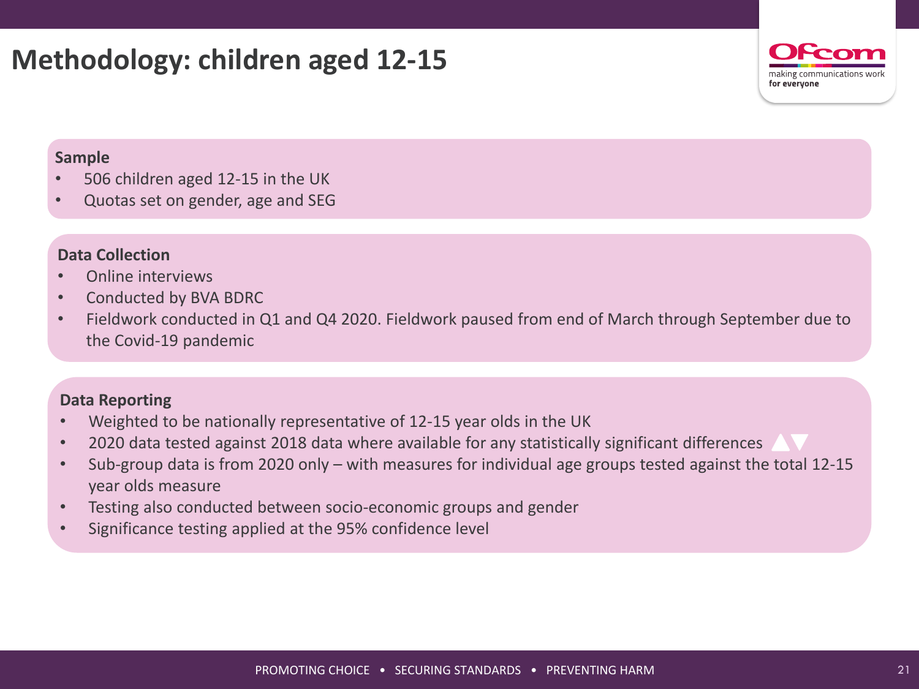# Methodology: children aged 12-15

### Sample

- 506 children aged 12-15 in the UK
- Quotas set on gender, age and SEG

### Data Collection

- Online interviews
- Conducted by BVA BDRC
- Fieldwork conducted in Q1 and Q4 2020. Fieldwork paused from end of March through September due to the Covid-19 pandemic

### Data Reporting

- Weighted to be nationally representative of 12-15 year olds in the UK
- 2020 data tested against 2018 data where available for any statistically significant differences ▲▼
- Sub-group data is from 2020 only – with measures for individual age groups tested against the total 12-15 year olds measure
- Testing also conducted between socio-economic groups and gender
- Significance testing applied at the 95% confidence level